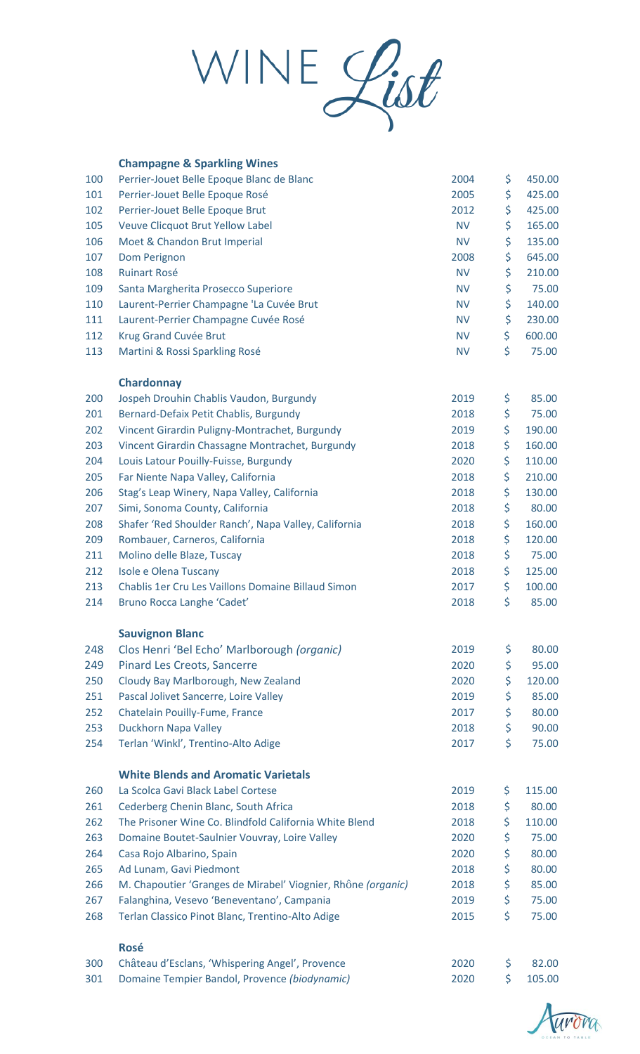# WINE List

## Champagne & Sparkling Wines

| No. | Wine | Vintage | Price |
|---|---|---|---|
| 100 | Perrier-Jouet Belle Epoque Blanc de Blanc | 2004 | $ 450.00 |
| 101 | Perrier-Jouet Belle Epoque Rosé | 2005 | $ 425.00 |
| 102 | Perrier-Jouet Belle Epoque Brut | 2012 | $ 425.00 |
| 105 | Veuve Clicquot Brut Yellow Label | NV | $ 165.00 |
| 106 | Moet & Chandon Brut Imperial | NV | $ 135.00 |
| 107 | Dom Perignon | 2008 | $ 645.00 |
| 108 | Ruinart Rosé | NV | $ 210.00 |
| 109 | Santa Margherita Prosecco Superiore | NV | $ 75.00 |
| 110 | Laurent-Perrier Champagne 'La Cuvée Brut | NV | $ 140.00 |
| 111 | Laurent-Perrier Champagne Cuvée Rosé | NV | $ 230.00 |
| 112 | Krug Grand Cuvée Brut | NV | $ 600.00 |
| 113 | Martini & Rossi Sparkling Rosé | NV | $ 75.00 |

## Chardonnay

| No. | Wine | Vintage | Price |
|---|---|---|---|
| 200 | Jospeh Drouhin Chablis Vaudon, Burgundy | 2019 | $ 85.00 |
| 201 | Bernard-Defaix Petit Chablis, Burgundy | 2018 | $ 75.00 |
| 202 | Vincent Girardin Puligny-Montrachet, Burgundy | 2019 | $ 190.00 |
| 203 | Vincent Girardin Chassagne Montrachet, Burgundy | 2018 | $ 160.00 |
| 204 | Louis Latour Pouilly-Fuisse, Burgundy | 2020 | $ 110.00 |
| 205 | Far Niente Napa Valley, California | 2018 | $ 210.00 |
| 206 | Stag's Leap Winery, Napa Valley, California | 2018 | $ 130.00 |
| 207 | Simi, Sonoma County, California | 2018 | $ 80.00 |
| 208 | Shafer 'Red Shoulder Ranch', Napa Valley, California | 2018 | $ 160.00 |
| 209 | Rombauer, Carneros, California | 2018 | $ 120.00 |
| 211 | Molino delle Blaze, Tuscay | 2018 | $ 75.00 |
| 212 | Isole e Olena Tuscany | 2018 | $ 125.00 |
| 213 | Chablis 1er Cru Les Vaillons Domaine Billaud Simon | 2017 | $ 100.00 |
| 214 | Bruno Rocca Langhe 'Cadet' | 2018 | $ 85.00 |

## Sauvignon Blanc

| No. | Wine | Vintage | Price |
|---|---|---|---|
| 248 | Clos Henri 'Bel Echo' Marlborough *(organic)* | 2019 | $ 80.00 |
| 249 | Pinard Les Creots, Sancerre | 2020 | $ 95.00 |
| 250 | Cloudy Bay Marlborough, New Zealand | 2020 | $ 120.00 |
| 251 | Pascal Jolivet Sancerre, Loire Valley | 2019 | $ 85.00 |
| 252 | Chatelain Pouilly-Fume, France | 2017 | $ 80.00 |
| 253 | Duckhorn Napa Valley | 2018 | $ 90.00 |
| 254 | Terlan 'Winkl', Trentino-Alto Adige | 2017 | $ 75.00 |

## White Blends and Aromatic Varietals

| No. | Wine | Vintage | Price |
|---|---|---|---|
| 260 | La Scolca Gavi Black Label Cortese | 2019 | $ 115.00 |
| 261 | Cederberg Chenin Blanc, South Africa | 2018 | $ 80.00 |
| 262 | The Prisoner Wine Co. Blindfold California White Blend | 2018 | $ 110.00 |
| 263 | Domaine Boutet-Saulnier Vouvray, Loire Valley | 2020 | $ 75.00 |
| 264 | Casa Rojo Albarino, Spain | 2020 | $ 80.00 |
| 265 | Ad Lunam, Gavi Piedmont | 2018 | $ 80.00 |
| 266 | M. Chapoutier 'Granges de Mirabel' Viognier, Rhône *(organic)* | 2018 | $ 85.00 |
| 267 | Falanghina, Vesevo 'Beneventano', Campania | 2019 | $ 75.00 |
| 268 | Terlan Classico Pinot Blanc, Trentino-Alto Adige | 2015 | $ 75.00 |

## Rosé

| No. | Wine | Vintage | Price |
|---|---|---|---|
| 300 | Château d'Esclans, 'Whispering Angel', Provence | 2020 | $ 82.00 |
| 301 | Domaine Tempier Bandol, Provence *(biodynamic)* | 2020 | $ 105.00 |

Aurora
OCEAN TO TABLE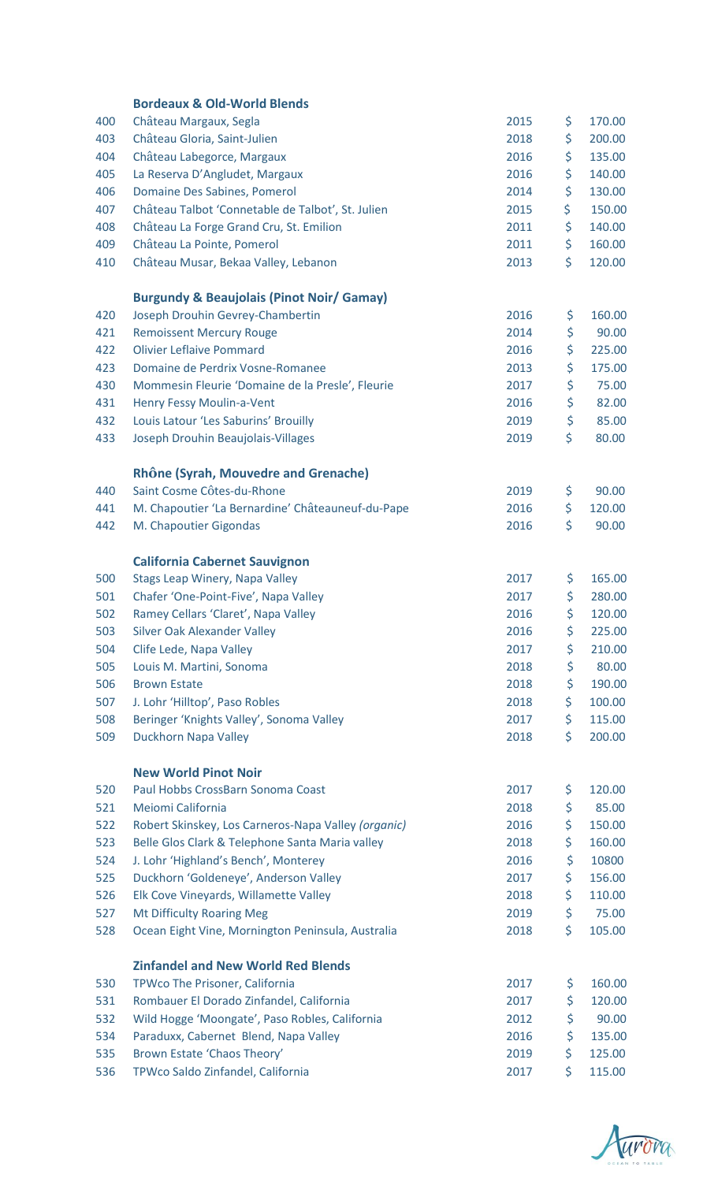## Bordeaux & Old-World Blends

| | | | |
|---|---|---|---|
| 400 | Château Margaux, Segla | 2015 | $ 170.00 |
| 403 | Château Gloria, Saint-Julien | 2018 | $ 200.00 |
| 404 | Château Labegorce, Margaux | 2016 | $ 135.00 |
| 405 | La Reserva D'Angludet, Margaux | 2016 | $ 140.00 |
| 406 | Domaine Des Sabines, Pomerol | 2014 | $ 130.00 |
| 407 | Château Talbot 'Connetable de Talbot', St. Julien | 2015 | $ 150.00 |
| 408 | Château La Forge Grand Cru, St. Emilion | 2011 | $ 140.00 |
| 409 | Château La Pointe, Pomerol | 2011 | $ 160.00 |
| 410 | Château Musar, Bekaa Valley, Lebanon | 2013 | $ 120.00 |

## Burgundy & Beaujolais (Pinot Noir/ Gamay)

| | | | |
|---|---|---|---|
| 420 | Joseph Drouhin Gevrey-Chambertin | 2016 | $ 160.00 |
| 421 | Remoissent Mercury Rouge | 2014 | $ 90.00 |
| 422 | Olivier Leflaive Pommard | 2016 | $ 225.00 |
| 423 | Domaine de Perdrix Vosne-Romanee | 2013 | $ 175.00 |
| 430 | Mommesin Fleurie 'Domaine de la Presle', Fleurie | 2017 | $ 75.00 |
| 431 | Henry Fessy Moulin-a-Vent | 2016 | $ 82.00 |
| 432 | Louis Latour 'Les Saburins' Brouilly | 2019 | $ 85.00 |
| 433 | Joseph Drouhin Beaujolais-Villages | 2019 | $ 80.00 |

## Rhône (Syrah, Mouvedre and Grenache)

| | | | |
|---|---|---|---|
| 440 | Saint Cosme Côtes-du-Rhone | 2019 | $ 90.00 |
| 441 | M. Chapoutier 'La Bernardine' Châteauneuf-du-Pape | 2016 | $ 120.00 |
| 442 | M. Chapoutier Gigondas | 2016 | $ 90.00 |

## California Cabernet Sauvignon

| | | | |
|---|---|---|---|
| 500 | Stags Leap Winery, Napa Valley | 2017 | $ 165.00 |
| 501 | Chafer 'One-Point-Five', Napa Valley | 2017 | $ 280.00 |
| 502 | Ramey Cellars 'Claret', Napa Valley | 2016 | $ 120.00 |
| 503 | Silver Oak Alexander Valley | 2016 | $ 225.00 |
| 504 | Clife Lede, Napa Valley | 2017 | $ 210.00 |
| 505 | Louis M. Martini, Sonoma | 2018 | $ 80.00 |
| 506 | Brown Estate | 2018 | $ 190.00 |
| 507 | J. Lohr 'Hilltop', Paso Robles | 2018 | $ 100.00 |
| 508 | Beringer 'Knights Valley', Sonoma Valley | 2017 | $ 115.00 |
| 509 | Duckhorn Napa Valley | 2018 | $ 200.00 |

## New World Pinot Noir

| | | | |
|---|---|---|---|
| 520 | Paul Hobbs CrossBarn Sonoma Coast | 2017 | $ 120.00 |
| 521 | Meiomi California | 2018 | $ 85.00 |
| 522 | Robert Skinskey, Los Carneros-Napa Valley *(organic)* | 2016 | $ 150.00 |
| 523 | Belle Glos Clark & Telephone Santa Maria valley | 2018 | $ 160.00 |
| 524 | J. Lohr 'Highland's Bench', Monterey | 2016 | $ 10800 |
| 525 | Duckhorn 'Goldeneye', Anderson Valley | 2017 | $ 156.00 |
| 526 | Elk Cove Vineyards, Willamette Valley | 2018 | $ 110.00 |
| 527 | Mt Difficulty Roaring Meg | 2019 | $ 75.00 |
| 528 | Ocean Eight Vine, Mornington Peninsula, Australia | 2018 | $ 105.00 |

## Zinfandel and New World Red Blends

| | | | |
|---|---|---|---|
| 530 | TPWco The Prisoner, California | 2017 | $ 160.00 |
| 531 | Rombauer El Dorado Zinfandel, California | 2017 | $ 120.00 |
| 532 | Wild Hogge 'Moongate', Paso Robles, California | 2012 | $ 90.00 |
| 534 | Paraduxx, Cabernet Blend, Napa Valley | 2016 | $ 135.00 |
| 535 | Brown Estate 'Chaos Theory' | 2019 | $ 125.00 |
| 536 | TPWco Saldo Zinfandel, California | 2017 | $ 115.00 |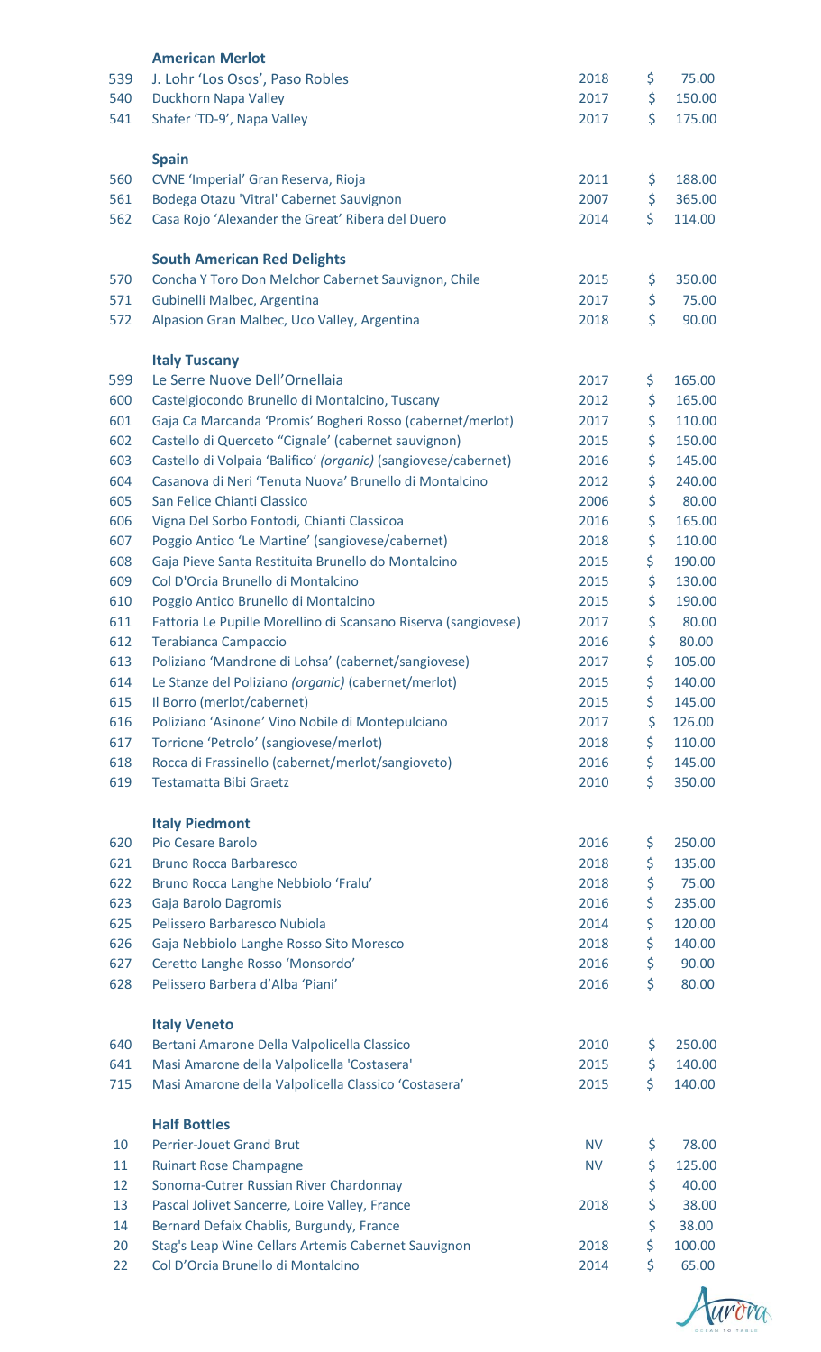## American Merlot

| | | | |
|---|---|---|---|
| 539 | J. Lohr 'Los Osos', Paso Robles | 2018 | $ 75.00 |
| 540 | Duckhorn Napa Valley | 2017 | $ 150.00 |
| 541 | Shafer 'TD-9', Napa Valley | 2017 | $ 175.00 |

## Spain

| | | | |
|---|---|---|---|
| 560 | CVNE 'Imperial' Gran Reserva, Rioja | 2011 | $ 188.00 |
| 561 | Bodega Otazu 'Vitral' Cabernet Sauvignon | 2007 | $ 365.00 |
| 562 | Casa Rojo 'Alexander the Great' Ribera del Duero | 2014 | $ 114.00 |

## South American Red Delights

| | | | |
|---|---|---|---|
| 570 | Concha Y Toro Don Melchor Cabernet Sauvignon, Chile | 2015 | $ 350.00 |
| 571 | Gubinelli Malbec, Argentina | 2017 | $ 75.00 |
| 572 | Alpasion Gran Malbec, Uco Valley, Argentina | 2018 | $ 90.00 |

## Italy Tuscany

| | | | |
|---|---|---|---|
| 599 | Le Serre Nuove Dell'Ornellaia | 2017 | $ 165.00 |
| 600 | Castelgiocondo Brunello di Montalcino, Tuscany | 2012 | $ 165.00 |
| 601 | Gaja Ca Marcanda 'Promis' Bogheri Rosso (cabernet/merlot) | 2017 | $ 110.00 |
| 602 | Castello di Querceto "Cignale" (cabernet sauvignon) | 2015 | $ 150.00 |
| 603 | Castello di Volpaia 'Balifico' *(organic)* (sangiovese/cabernet) | 2016 | $ 145.00 |
| 604 | Casanova di Neri 'Tenuta Nuova' Brunello di Montalcino | 2012 | $ 240.00 |
| 605 | San Felice Chianti Classico | 2006 | $ 80.00 |
| 606 | Vigna Del Sorbo Fontodi, Chianti Classicoa | 2016 | $ 165.00 |
| 607 | Poggio Antico 'Le Martine' (sangiovese/cabernet) | 2018 | $ 110.00 |
| 608 | Gaja Pieve Santa Restituita Brunello do Montalcino | 2015 | $ 190.00 |
| 609 | Col D'Orcia Brunello di Montalcino | 2015 | $ 130.00 |
| 610 | Poggio Antico Brunello di Montalcino | 2015 | $ 190.00 |
| 611 | Fattoria Le Pupille Morellino di Scansano Riserva (sangiovese) | 2017 | $ 80.00 |
| 612 | Terabianca Campaccio | 2016 | $ 80.00 |
| 613 | Poliziano 'Mandrone di Lohsa' (cabernet/sangiovese) | 2017 | $ 105.00 |
| 614 | Le Stanze del Poliziano *(organic)* (cabernet/merlot) | 2015 | $ 140.00 |
| 615 | Il Borro (merlot/cabernet) | 2015 | $ 145.00 |
| 616 | Poliziano 'Asinone' Vino Nobile di Montepulciano | 2017 | $ 126.00 |
| 617 | Torrione 'Petrolo' (sangiovese/merlot) | 2018 | $ 110.00 |
| 618 | Rocca di Frassinello (cabernet/merlot/sangioveto) | 2016 | $ 145.00 |
| 619 | Testamatta Bibi Graetz | 2010 | $ 350.00 |

## Italy Piedmont

| | | | |
|---|---|---|---|
| 620 | Pio Cesare Barolo | 2016 | $ 250.00 |
| 621 | Bruno Rocca Barbaresco | 2018 | $ 135.00 |
| 622 | Bruno Rocca Langhe Nebbiolo 'Fralu' | 2018 | $ 75.00 |
| 623 | Gaja Barolo Dagromis | 2016 | $ 235.00 |
| 625 | Pelissero Barbaresco Nubiola | 2014 | $ 120.00 |
| 626 | Gaja Nebbiolo Langhe Rosso Sito Moresco | 2018 | $ 140.00 |
| 627 | Ceretto Langhe Rosso 'Monsordo' | 2016 | $ 90.00 |
| 628 | Pelissero Barbera d'Alba 'Piani' | 2016 | $ 80.00 |

## Italy Veneto

| | | | |
|---|---|---|---|
| 640 | Bertani Amarone Della Valpolicella Classico | 2010 | $ 250.00 |
| 641 | Masi Amarone della Valpolicella 'Costasera' | 2015 | $ 140.00 |
| 715 | Masi Amarone della Valpolicella Classico 'Costasera' | 2015 | $ 140.00 |

## Half Bottles

| | | | |
|---|---|---|---|
| 10 | Perrier-Jouet Grand Brut | NV | $ 78.00 |
| 11 | Ruinart Rose Champagne | NV | $ 125.00 |
| 12 | Sonoma-Cutrer Russian River Chardonnay | | $ 40.00 |
| 13 | Pascal Jolivet Sancerre, Loire Valley, France | 2018 | $ 38.00 |
| 14 | Bernard Defaix Chablis, Burgundy, France | | $ 38.00 |
| 20 | Stag's Leap Wine Cellars Artemis Cabernet Sauvignon | 2018 | $ 100.00 |
| 22 | Col D'Orcia Brunello di Montalcino | 2014 | $ 65.00 |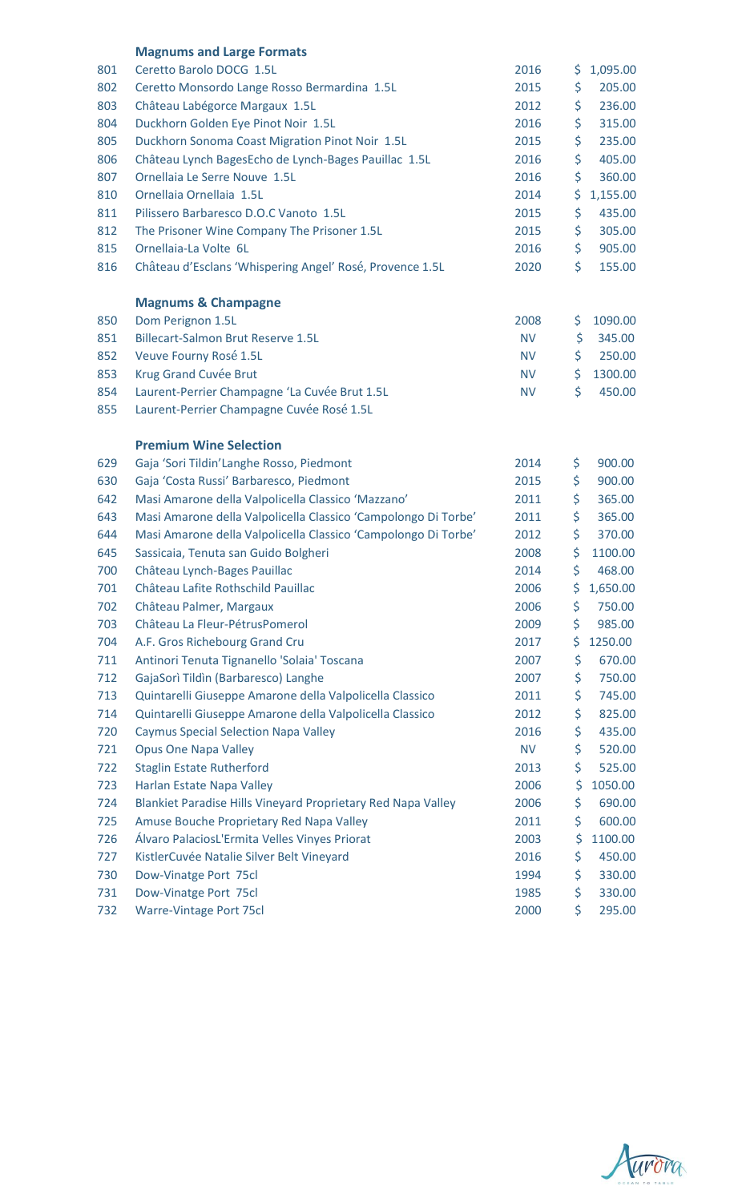## Magnums and Large Formats

| | | | |
|---|---|---|---|
| 801 | Ceretto Barolo DOCG 1.5L | 2016 | $ 1,095.00 |
| 802 | Ceretto Monsordo Lange Rosso Bermardina 1.5L | 2015 | $ 205.00 |
| 803 | Château Labégorce Margaux 1.5L | 2012 | $ 236.00 |
| 804 | Duckhorn Golden Eye Pinot Noir 1.5L | 2016 | $ 315.00 |
| 805 | Duckhorn Sonoma Coast Migration Pinot Noir 1.5L | 2015 | $ 235.00 |
| 806 | Château Lynch BagesEcho de Lynch-Bages Pauillac 1.5L | 2016 | $ 405.00 |
| 807 | Ornellaia Le Serre Nouve 1.5L | 2016 | $ 360.00 |
| 810 | Ornellaia Ornellaia 1.5L | 2014 | $ 1,155.00 |
| 811 | Pilissero Barbaresco D.O.C Vanoto 1.5L | 2015 | $ 435.00 |
| 812 | The Prisoner Wine Company The Prisoner 1.5L | 2015 | $ 305.00 |
| 815 | Ornellaia-La Volte 6L | 2016 | $ 905.00 |
| 816 | Château d'Esclans 'Whispering Angel' Rosé, Provence 1.5L | 2020 | $ 155.00 |

## Magnums & Champagne

| | | | |
|---|---|---|---|
| 850 | Dom Perignon 1.5L | 2008 | $ 1090.00 |
| 851 | Billecart-Salmon Brut Reserve 1.5L | NV | $ 345.00 |
| 852 | Veuve Fourny Rosé 1.5L | NV | $ 250.00 |
| 853 | Krug Grand Cuvée Brut | NV | $ 1300.00 |
| 854 | Laurent-Perrier Champagne 'La Cuvée Brut 1.5L | NV | $ 450.00 |
| 855 | Laurent-Perrier Champagne Cuvée Rosé 1.5L | | |

## Premium Wine Selection

| | | | |
|---|---|---|---|
| 629 | Gaja 'Sori Tildin'Langhe Rosso, Piedmont | 2014 | $ 900.00 |
| 630 | Gaja 'Costa Russi' Barbaresco, Piedmont | 2015 | $ 900.00 |
| 642 | Masi Amarone della Valpolicella Classico 'Mazzano' | 2011 | $ 365.00 |
| 643 | Masi Amarone della Valpolicella Classico 'Campolongo Di Torbe' | 2011 | $ 365.00 |
| 644 | Masi Amarone della Valpolicella Classico 'Campolongo Di Torbe' | 2012 | $ 370.00 |
| 645 | Sassicaia, Tenuta san Guido Bolgheri | 2008 | $ 1100.00 |
| 700 | Château Lynch-Bages Pauillac | 2014 | $ 468.00 |
| 701 | Château Lafite Rothschild Pauillac | 2006 | $ 1,650.00 |
| 702 | Château Palmer, Margaux | 2006 | $ 750.00 |
| 703 | Château La Fleur-PétrusPomerol | 2009 | $ 985.00 |
| 704 | A.F. Gros Richebourg Grand Cru | 2017 | $ 1250.00 |
| 711 | Antinori Tenuta Tignanello 'Solaia' Toscana | 2007 | $ 670.00 |
| 712 | GajaSorì Tildìn (Barbaresco) Langhe | 2007 | $ 750.00 |
| 713 | Quintarelli Giuseppe Amarone della Valpolicella Classico | 2011 | $ 745.00 |
| 714 | Quintarelli Giuseppe Amarone della Valpolicella Classico | 2012 | $ 825.00 |
| 720 | Caymus Special Selection Napa Valley | 2016 | $ 435.00 |
| 721 | Opus One Napa Valley | NV | $ 520.00 |
| 722 | Staglin Estate Rutherford | 2013 | $ 525.00 |
| 723 | Harlan Estate Napa Valley | 2006 | $ 1050.00 |
| 724 | Blankiet Paradise Hills Vineyard Proprietary Red Napa Valley | 2006 | $ 690.00 |
| 725 | Amuse Bouche Proprietary Red Napa Valley | 2011 | $ 600.00 |
| 726 | Álvaro PalaciosL'Ermita Velles Vinyes Priorat | 2003 | $ 1100.00 |
| 727 | KistlerCuvée Natalie Silver Belt Vineyard | 2016 | $ 450.00 |
| 730 | Dow-Vinatge Port 75cl | 1994 | $ 330.00 |
| 731 | Dow-Vinatge Port 75cl | 1985 | $ 330.00 |
| 732 | Warre-Vintage Port 75cl | 2000 | $ 295.00 |

Aurora OCEAN TO TABLE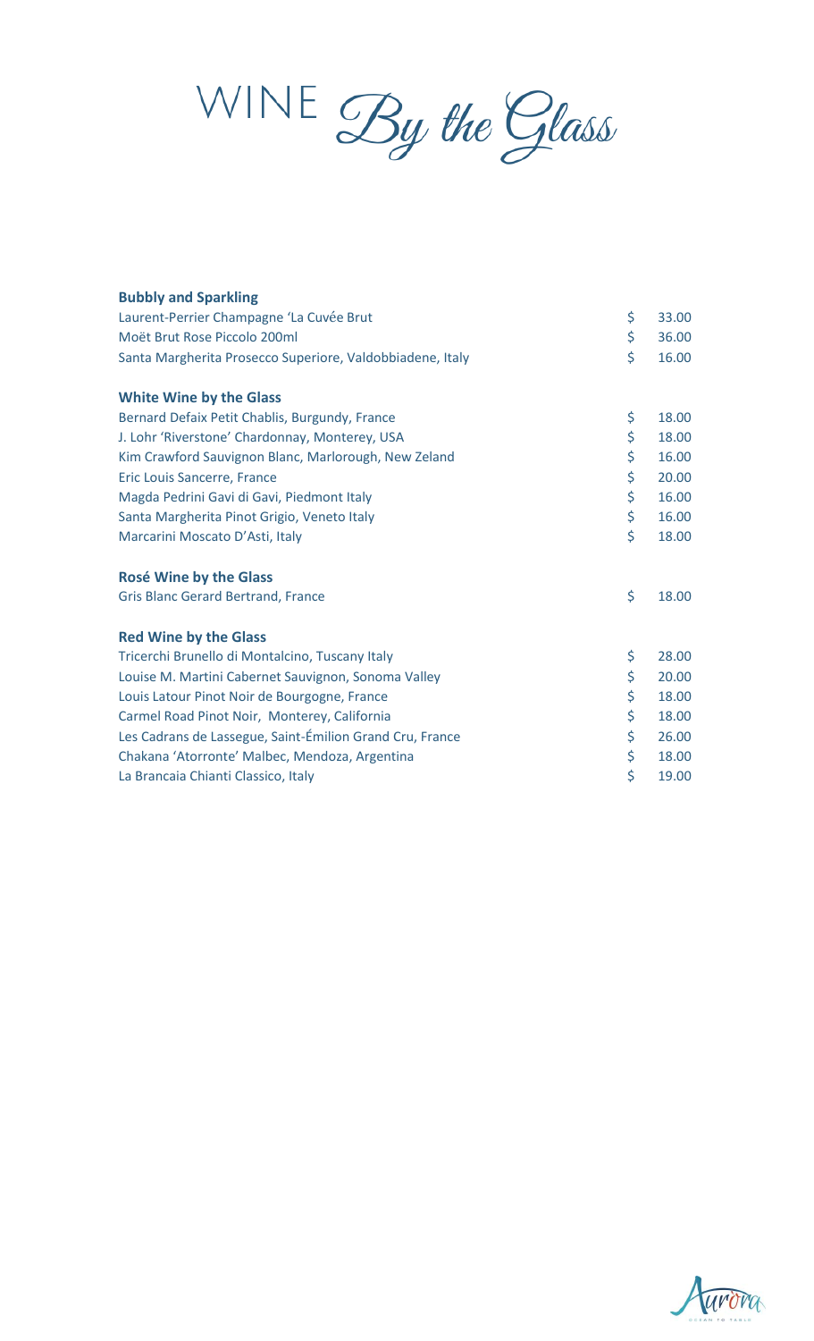# WINE *By the Glass*

| | |
|---|---|
| **Bubbly and Sparkling** | |
| Laurent-Perrier Champagne 'La Cuvée Brut | $ 33.00 |
| Moët Brut Rose Piccolo 200ml | $ 36.00 |
| Santa Margherita Prosecco Superiore, Valdobbiadene, Italy | $ 16.00 |
| | |
| **White Wine by the Glass** | |
| Bernard Defaix Petit Chablis, Burgundy, France | $ 18.00 |
| J. Lohr 'Riverstone' Chardonnay, Monterey, USA | $ 18.00 |
| Kim Crawford Sauvignon Blanc, Marlorough, New Zeland | $ 16.00 |
| Eric Louis Sancerre, France | $ 20.00 |
| Magda Pedrini Gavi di Gavi, Piedmont Italy | $ 16.00 |
| Santa Margherita Pinot Grigio, Veneto Italy | $ 16.00 |
| Marcarini Moscato D'Asti, Italy | $ 18.00 |
| | |
| **Rosé Wine by the Glass** | |
| Gris Blanc Gerard Bertrand, France | $ 18.00 |
| | |
| **Red Wine by the Glass** | |
| Tricerchi Brunello di Montalcino, Tuscany Italy | $ 28.00 |
| Louise M. Martini Cabernet Sauvignon, Sonoma Valley | $ 20.00 |
| Louis Latour Pinot Noir de Bourgogne, France | $ 18.00 |
| Carmel Road Pinot Noir, Monterey, California | $ 18.00 |
| Les Cadrans de Lassegue, Saint-Émilion Grand Cru, France | $ 26.00 |
| Chakana 'Atorronte' Malbec, Mendoza, Argentina | $ 18.00 |
| La Brancaia Chianti Classico, Italy | $ 19.00 |

Aurora
OCEAN TO TABLE